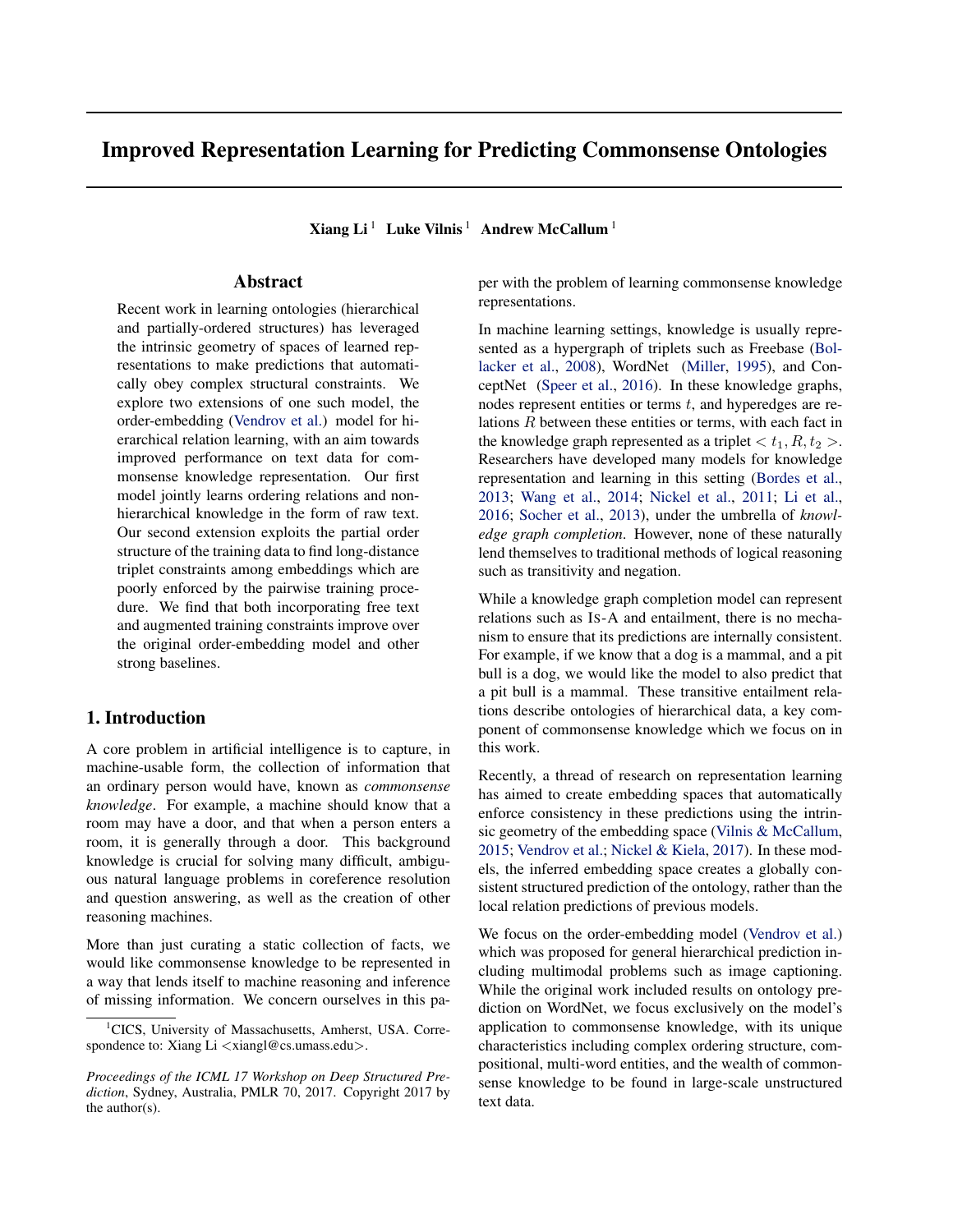# Improved Representation Learning for Predicting Commonsense Ontologies

**Xiang Li**[1] **Luke Vilnis**[1] **Andrew McCallum**[1]

## Abstract

Recent work in learning ontologies (hierarchical and partially-ordered structures) has leveraged the intrinsic geometry of spaces of learned representations to make predictions that automatically obey complex structural constraints. We explore two extensions of one such model, the order-embedding (Vendrov et al.) model for hierarchical relation learning, with an aim towards improved performance on text data for commonsense knowledge representation. Our first model jointly learns ordering relations and non-hierarchical knowledge in the form of raw text. Our second extension exploits the partial order structure of the training data to find long-distance triplet constraints among embeddings which are poorly enforced by the pairwise training procedure. We find that both incorporating free text and augmented training constraints improve over the original order-embedding model and other strong baselines.

## 1. Introduction

A core problem in artificial intelligence is to capture, in machine-usable form, the collection of information that an ordinary person would have, known as *commonsense knowledge*. For example, a machine should know that a room may have a door, and that when a person enters a room, it is generally through a door. This background knowledge is crucial for solving many difficult, ambiguous natural language problems in coreference resolution and question answering, as well as the creation of other reasoning machines.

More than just curating a static collection of facts, we would like commonsense knowledge to be represented in a way that lends itself to machine reasoning and inference of missing information. We concern ourselves in this paper with the problem of learning commonsense knowledge representations.

In machine learning settings, knowledge is usually represented as a hypergraph of triplets such as Freebase (Bollacker et al., 2008), WordNet (Miller, 1995), and ConceptNet (Speer et al., 2016). In these knowledge graphs, nodes represent entities or terms $t$, and hyperedges are relations $R$ between these entities or terms, with each fact in the knowledge graph represented as a triplet $< t_1, R, t_2 >$. Researchers have developed many models for knowledge representation and learning in this setting (Bordes et al., 2013; Wang et al., 2014; Nickel et al., 2011; Li et al., 2016; Socher et al., 2013), under the umbrella of *knowledge graph completion*. However, none of these naturally lend themselves to traditional methods of logical reasoning such as transitivity and negation.

While a knowledge graph completion model can represent relations such as IS-A and entailment, there is no mechanism to ensure that its predictions are internally consistent. For example, if we know that a dog is a mammal, and a pit bull is a dog, we would like the model to also predict that a pit bull is a mammal. These transitive entailment relations describe ontologies of hierarchical data, a key component of commonsense knowledge which we focus on in this work.

Recently, a thread of research on representation learning has aimed to create embedding spaces that automatically enforce consistency in these predictions using the intrinsic geometry of the embedding space (Vilnis & McCallum, 2015; Vendrov et al.; Nickel & Kiela, 2017). In these models, the inferred embedding space creates a globally consistent structured prediction of the ontology, rather than the local relation predictions of previous models.

We focus on the order-embedding model (Vendrov et al.) which was proposed for general hierarchical prediction including multimodal problems such as image captioning. While the original work included results on ontology prediction on WordNet, we focus exclusively on the model's application to commonsense knowledge, with its unique characteristics including complex ordering structure, compositional, multi-word entities, and the wealth of commonsense knowledge to be found in large-scale unstructured text data.

[1]CICS, University of Massachusetts, Amherst, USA. Correspondence to: Xiang Li <xiangl@cs.umass.edu>.

*Proceedings of the ICML 17 Workshop on Deep Structured Prediction*, Sydney, Australia, PMLR 70, 2017. Copyright 2017 by the author(s).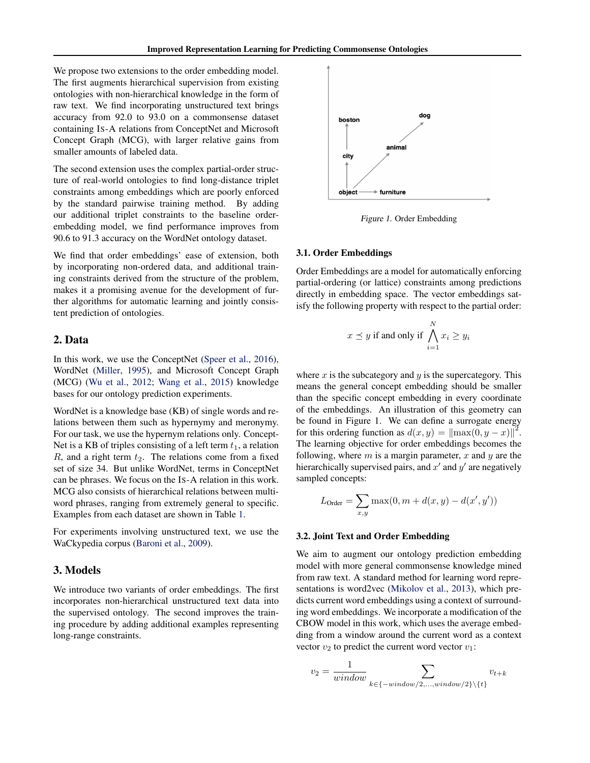We propose two extensions to the order embedding model. The first augments hierarchical supervision from existing ontologies with non-hierarchical knowledge in the form of raw text. We find incorporating unstructured text brings accuracy from 92.0 to 93.0 on a commonsense dataset containing IS-A relations from ConceptNet and Microsoft Concept Graph (MCG), with larger relative gains from smaller amounts of labeled data.

The second extension uses the complex partial-order structure of real-world ontologies to find long-distance triplet constraints among embeddings which are poorly enforced by the standard pairwise training method. By adding our additional triplet constraints to the baseline order-embedding model, we find performance improves from 90.6 to 91.3 accuracy on the WordNet ontology dataset.

We find that order embeddings' ease of extension, both by incorporating non-ordered data, and additional training constraints derived from the structure of the problem, makes it a promising avenue for the development of further algorithms for automatic learning and jointly consistent prediction of ontologies.

## 2. Data

In this work, we use the ConceptNet (Speer et al., 2016), WordNet (Miller, 1995), and Microsoft Concept Graph (MCG) (Wu et al., 2012; Wang et al., 2015) knowledge bases for our ontology prediction experiments.

WordNet is a knowledge base (KB) of single words and relations between them such as hypernymy and meronymy. For our task, we use the hypernym relations only. ConceptNet is a KB of triples consisting of a left term $t_1$, a relation $R$, and a right term $t_2$. The relations come from a fixed set of size 34. But unlike WordNet, terms in ConceptNet can be phrases. We focus on the IS-A relation in this work. MCG also consists of hierarchical relations between multi-word phrases, ranging from extremely general to specific. Examples from each dataset are shown in Table 1.

For experiments involving unstructured text, we use the WaCkypedia corpus (Baroni et al., 2009).

## 3. Models

We introduce two variants of order embeddings. The first incorporates non-hierarchical unstructured text data into the supervised ontology. The second improves the training procedure by adding additional examples representing long-range constraints.

Figure 1. Order Embedding

### 3.1. Order Embeddings

Order Embeddings are a model for automatically enforcing partial-ordering (or lattice) constraints among predictions directly in embedding space. The vector embeddings satisfy the following property with respect to the partial order:

$$x \preceq y \text{ if and only if } \bigwedge_{i=1}^{N} x_i \geq y_i$$

where $x$ is the subcategory and $y$ is the supercategory. This means the general concept embedding should be smaller than the specific concept embedding in every coordinate of the embeddings. An illustration of this geometry can be found in Figure 1. We can define a surrogate energy for this ordering function as $d(x, y) = \|\max(0, y - x)\|^2$. The learning objective for order embeddings becomes the following, where $m$ is a margin parameter, $x$ and $y$ are the hierarchically supervised pairs, and $x'$ and $y'$ are negatively sampled concepts:

$$L_{\text{Order}} = \sum_{x,y} \max(0, m + d(x, y) - d(x', y'))$$

### 3.2. Joint Text and Order Embedding

We aim to augment our ontology prediction embedding model with more general commonsense knowledge mined from raw text. A standard method for learning word representations is word2vec (Mikolov et al., 2013), which predicts current word embeddings using a context of surrounding word embeddings. We incorporate a modification of the CBOW model in this work, which uses the average embedding from a window around the current word as a context vector $v_2$ to predict the current word vector $v_1$:

$$v_2 = \frac{1}{window} \sum_{k \in \{-window/2, \ldots, window/2\} \setminus \{t\}} v_{t+k}$$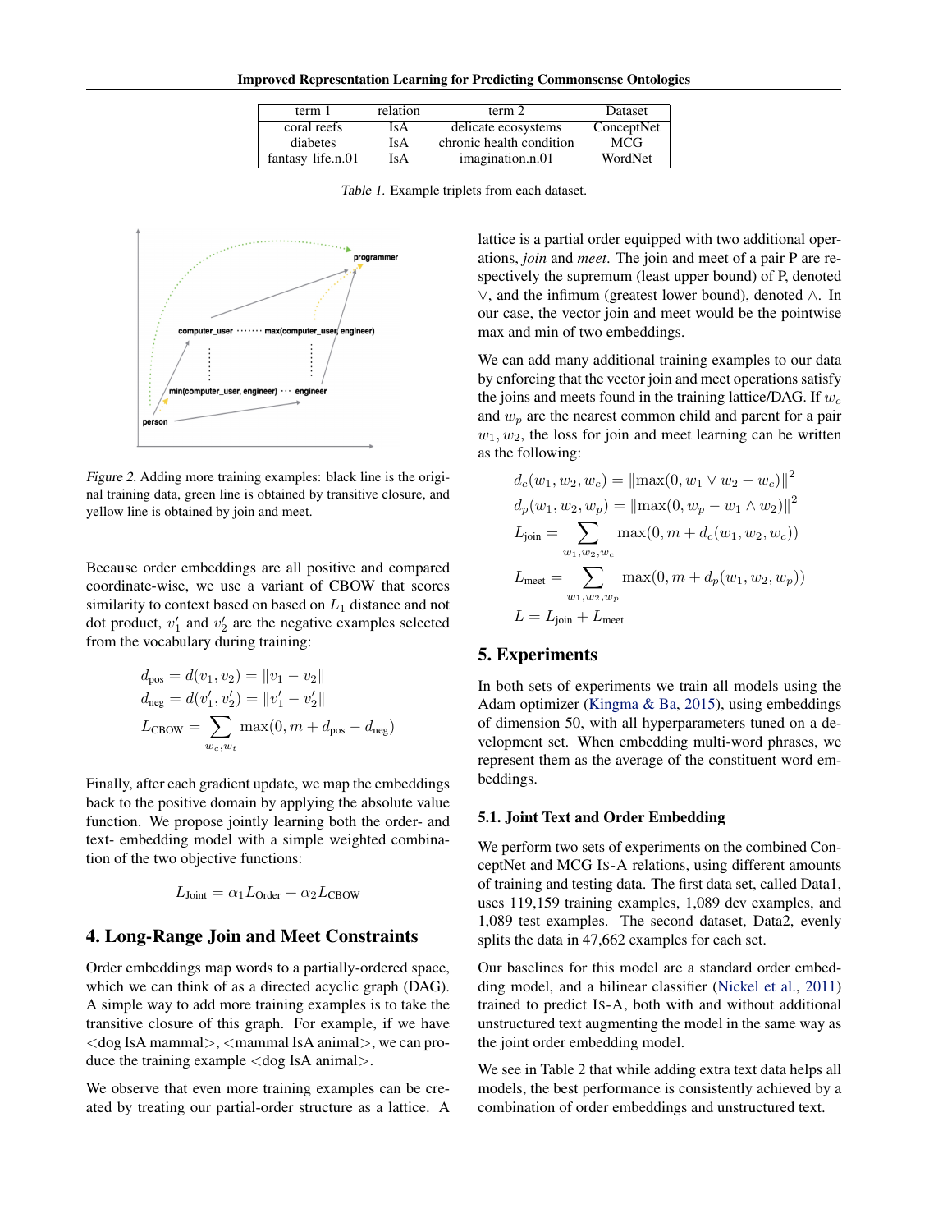| term 1 | relation | term 2 | Dataset |
|---|---|---|---|
| coral reefs | IsA | delicate ecosystems | ConceptNet |
| diabetes | IsA | chronic health condition | MCG |
| fantasy_life.n.01 | IsA | imagination.n.01 | WordNet |

*Table 1.* Example triplets from each dataset.

*Figure 2.* Adding more training examples: black line is the original training data, green line is obtained by transitive closure, and yellow line is obtained by join and meet.

Because order embeddings are all positive and compared coordinate-wise, we use a variant of CBOW that scores similarity to context based on based on $L_1$ distance and not dot product, $v'_1$ and $v'_2$ are the negative examples selected from the vocabulary during training:

$$
\begin{aligned}
d_{\text{pos}} &= d(v_1, v_2) = \|v_1 - v_2\| \\
d_{\text{neg}} &= d(v'_1, v'_2) = \|v'_1 - v'_2\| \\
L_{\text{CBOW}} &= \sum_{w_c, w_t} \max(0, m + d_{\text{pos}} - d_{\text{neg}})
\end{aligned}
$$

Finally, after each gradient update, we map the embeddings back to the positive domain by applying the absolute value function. We propose jointly learning both the order- and text- embedding model with a simple weighted combination of the two objective functions:

$$
L_{\text{Joint}} = \alpha_1 L_{\text{Order}} + \alpha_2 L_{\text{CBOW}}
$$

## 4. Long-Range Join and Meet Constraints

Order embeddings map words to a partially-ordered space, which we can think of as a directed acyclic graph (DAG). A simple way to add more training examples is to take the transitive closure of this graph. For example, if we have <dog IsA mammal>, <mammal IsA animal>, we can produce the training example <dog IsA animal>.

We observe that even more training examples can be created by treating our partial-order structure as a lattice. A lattice is a partial order equipped with two additional operations, *join* and *meet*. The join and meet of a pair P are respectively the supremum (least upper bound) of P, denoted $\vee$, and the infimum (greatest lower bound), denoted $\wedge$. In our case, the vector join and meet would be the pointwise max and min of two embeddings.

We can add many additional training examples to our data by enforcing that the vector join and meet operations satisfy the joins and meets found in the training lattice/DAG. If $w_c$ and $w_p$ are the nearest common child and parent for a pair $w_1, w_2$, the loss for join and meet learning can be written as the following:

$$
\begin{aligned}
d_c(w_1, w_2, w_c) &= \|\max(0, w_1 \vee w_2 - w_c)\|^2 \\
d_p(w_1, w_2, w_p) &= \|\max(0, w_p - w_1 \wedge w_2)\|^2 \\
L_{\text{join}} &= \sum_{w_1, w_2, w_c} \max(0, m + d_c(w_1, w_2, w_c)) \\
L_{\text{meet}} &= \sum_{w_1, w_2, w_p} \max(0, m + d_p(w_1, w_2, w_p)) \\
L &= L_{\text{join}} + L_{\text{meet}}
\end{aligned}
$$

## 5. Experiments

In both sets of experiments we train all models using the Adam optimizer (Kingma & Ba, 2015), using embeddings of dimension 50, with all hyperparameters tuned on a development set. When embedding multi-word phrases, we represent them as the average of the constituent word embeddings.

### 5.1. Joint Text and Order Embedding

We perform two sets of experiments on the combined ConceptNet and MCG IS-A relations, using different amounts of training and testing data. The first data set, called Data1, uses 119,159 training examples, 1,089 dev examples, and 1,089 test examples. The second dataset, Data2, evenly splits the data in 47,662 examples for each set.

Our baselines for this model are a standard order embedding model, and a bilinear classifier (Nickel et al., 2011) trained to predict IS-A, both with and without additional unstructured text augmenting the model in the same way as the joint order embedding model.

We see in Table 2 that while adding extra text data helps all models, the best performance is consistently achieved by a combination of order embeddings and unstructured text.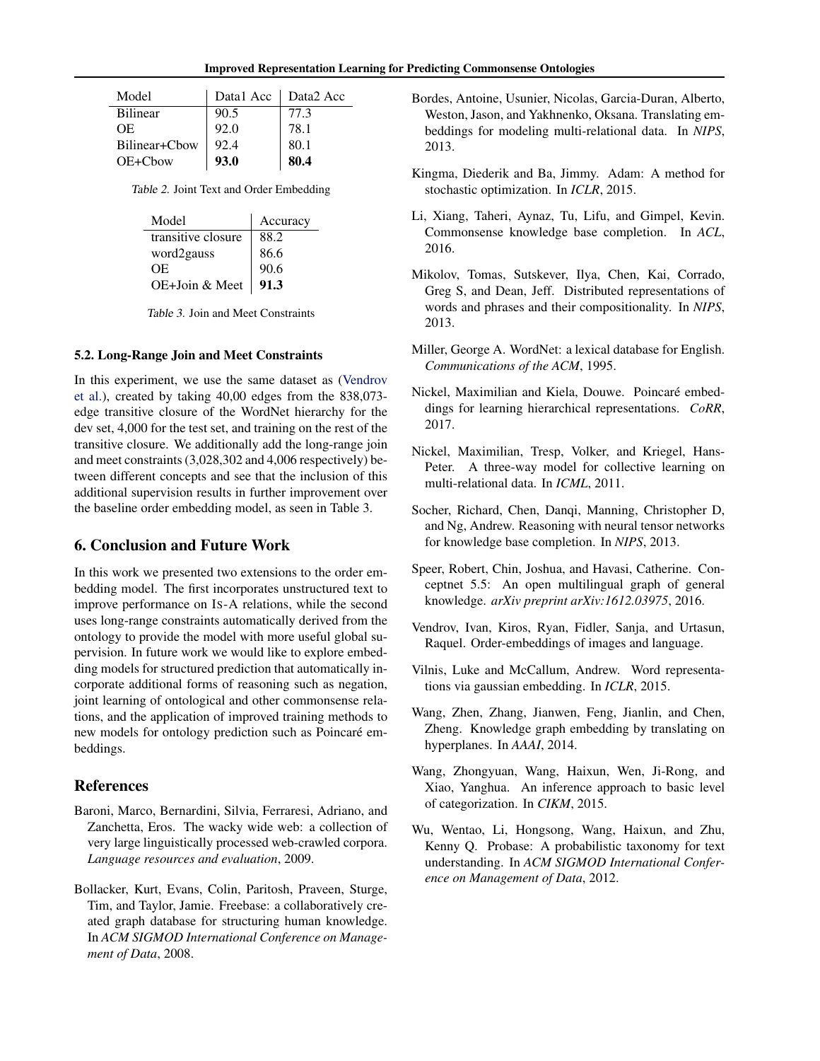| Model | Data1 Acc | Data2 Acc |
|---|---|---|
| Bilinear | 90.5 | 77.3 |
| OE | 92.0 | 78.1 |
| Bilinear+Cbow | 92.4 | 80.1 |
| OE+Cbow | **93.0** | **80.4** |

*Table 2.* Joint Text and Order Embedding

| Model | Accuracy |
|---|---|
| transitive closure | 88.2 |
| word2gauss | 86.6 |
| OE | 90.6 |
| OE+Join & Meet | **91.3** |

*Table 3.* Join and Meet Constraints

### 5.2. Long-Range Join and Meet Constraints

In this experiment, we use the same dataset as (Vendrov et al.), created by taking 40,00 edges from the 838,073-edge transitive closure of the WordNet hierarchy for the dev set, 4,000 for the test set, and training on the rest of the transitive closure. We additionally add the long-range join and meet constraints (3,028,302 and 4,006 respectively) between different concepts and see that the inclusion of this additional supervision results in further improvement over the baseline order embedding model, as seen in Table 3.

## 6. Conclusion and Future Work

In this work we presented two extensions to the order embedding model. The first incorporates unstructured text to improve performance on IS-A relations, while the second uses long-range constraints automatically derived from the ontology to provide the model with more useful global supervision. In future work we would like to explore embedding models for structured prediction that automatically incorporate additional forms of reasoning such as negation, joint learning of ontological and other commonsense relations, and the application of improved training methods to new models for ontology prediction such as Poincaré embeddings.

## References

Baroni, Marco, Bernardini, Silvia, Ferraresi, Adriano, and Zanchetta, Eros. The wacky wide web: a collection of very large linguistically processed web-crawled corpora. *Language resources and evaluation*, 2009.

Bollacker, Kurt, Evans, Colin, Paritosh, Praveen, Sturge, Tim, and Taylor, Jamie. Freebase: a collaboratively created graph database for structuring human knowledge. In *ACM SIGMOD International Conference on Management of Data*, 2008.

Bordes, Antoine, Usunier, Nicolas, Garcia-Duran, Alberto, Weston, Jason, and Yakhnenko, Oksana. Translating embeddings for modeling multi-relational data. In *NIPS*, 2013.

Kingma, Diederik and Ba, Jimmy. Adam: A method for stochastic optimization. In *ICLR*, 2015.

Li, Xiang, Taheri, Aynaz, Tu, Lifu, and Gimpel, Kevin. Commonsense knowledge base completion. In *ACL*, 2016.

Mikolov, Tomas, Sutskever, Ilya, Chen, Kai, Corrado, Greg S, and Dean, Jeff. Distributed representations of words and phrases and their compositionality. In *NIPS*, 2013.

Miller, George A. WordNet: a lexical database for English. *Communications of the ACM*, 1995.

Nickel, Maximilian and Kiela, Douwe. Poincaré embeddings for learning hierarchical representations. *CoRR*, 2017.

Nickel, Maximilian, Tresp, Volker, and Kriegel, Hans-Peter. A three-way model for collective learning on multi-relational data. In *ICML*, 2011.

Socher, Richard, Chen, Danqi, Manning, Christopher D, and Ng, Andrew. Reasoning with neural tensor networks for knowledge base completion. In *NIPS*, 2013.

Speer, Robert, Chin, Joshua, and Havasi, Catherine. Conceptnet 5.5: An open multilingual graph of general knowledge. *arXiv preprint arXiv:1612.03975*, 2016.

Vendrov, Ivan, Kiros, Ryan, Fidler, Sanja, and Urtasun, Raquel. Order-embeddings of images and language.

Vilnis, Luke and McCallum, Andrew. Word representations via gaussian embedding. In *ICLR*, 2015.

Wang, Zhen, Zhang, Jianwen, Feng, Jianlin, and Chen, Zheng. Knowledge graph embedding by translating on hyperplanes. In *AAAI*, 2014.

Wang, Zhongyuan, Wang, Haixun, Wen, Ji-Rong, and Xiao, Yanghua. An inference approach to basic level of categorization. In *CIKM*, 2015.

Wu, Wentao, Li, Hongsong, Wang, Haixun, and Zhu, Kenny Q. Probase: A probabilistic taxonomy for text understanding. In *ACM SIGMOD International Conference on Management of Data*, 2012.